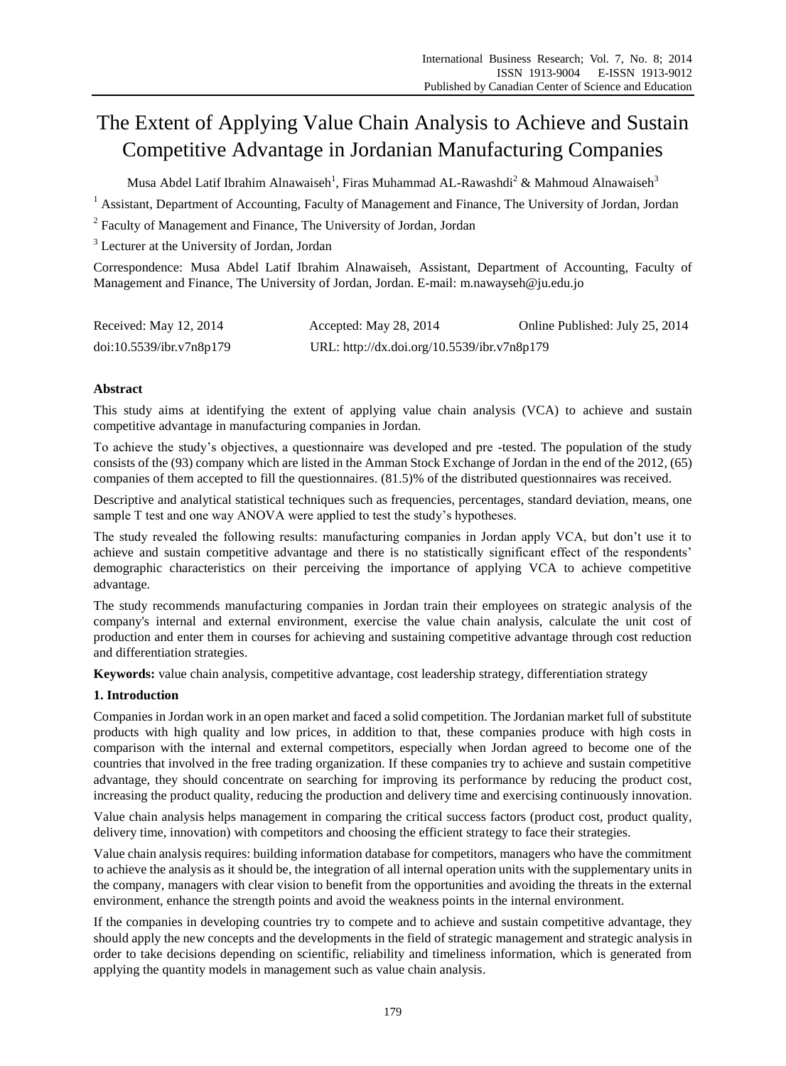# The Extent of Applying Value Chain Analysis to Achieve and Sustain Competitive Advantage in Jordanian Manufacturing Companies

Musa Abdel Latif Ibrahim Alnawaiseh[1], Firas Muhammad AL-Rawashdi[2] & Mahmoud Alnawaiseh[3]

[1] Assistant, Department of Accounting, Faculty of Management and Finance, The University of Jordan, Jordan

[2] Faculty of Management and Finance, The University of Jordan, Jordan

[3] Lecturer at the University of Jordan, Jordan

Correspondence: Musa Abdel Latif Ibrahim Alnawaiseh, Assistant, Department of Accounting, Faculty of Management and Finance, The University of Jordan, Jordan. E-mail: m.nawayseh@ju.edu.jo

Received: May 12, 2014 Accepted: May 28, 2014 Online Published: July 25, 2014

doi:10.5539/ibr.v7n8p179 URL: http://dx.doi.org/10.5539/ibr.v7n8p179

**Abstract**

This study aims at identifying the extent of applying value chain analysis (VCA) to achieve and sustain competitive advantage in manufacturing companies in Jordan.

To achieve the study's objectives, a questionnaire was developed and pre -tested. The population of the study consists of the (93) company which are listed in the Amman Stock Exchange of Jordan in the end of the 2012, (65) companies of them accepted to fill the questionnaires. (81.5)% of the distributed questionnaires was received.

Descriptive and analytical statistical techniques such as frequencies, percentages, standard deviation, means, one sample T test and one way ANOVA were applied to test the study's hypotheses.

The study revealed the following results: manufacturing companies in Jordan apply VCA, but don't use it to achieve and sustain competitive advantage and there is no statistically significant effect of the respondents' demographic characteristics on their perceiving the importance of applying VCA to achieve competitive advantage.

The study recommends manufacturing companies in Jordan train their employees on strategic analysis of the company's internal and external environment, exercise the value chain analysis, calculate the unit cost of production and enter them in courses for achieving and sustaining competitive advantage through cost reduction and differentiation strategies.

**Keywords:** value chain analysis, competitive advantage, cost leadership strategy, differentiation strategy

## 1. Introduction

Companies in Jordan work in an open market and faced a solid competition. The Jordanian market full of substitute products with high quality and low prices, in addition to that, these companies produce with high costs in comparison with the internal and external competitors, especially when Jordan agreed to become one of the countries that involved in the free trading organization. If these companies try to achieve and sustain competitive advantage, they should concentrate on searching for improving its performance by reducing the product cost, increasing the product quality, reducing the production and delivery time and exercising continuously innovation.

Value chain analysis helps management in comparing the critical success factors (product cost, product quality, delivery time, innovation) with competitors and choosing the efficient strategy to face their strategies.

Value chain analysis requires: building information database for competitors, managers who have the commitment to achieve the analysis as it should be, the integration of all internal operation units with the supplementary units in the company, managers with clear vision to benefit from the opportunities and avoiding the threats in the external environment, enhance the strength points and avoid the weakness points in the internal environment.

If the companies in developing countries try to compete and to achieve and sustain competitive advantage, they should apply the new concepts and the developments in the field of strategic management and strategic analysis in order to take decisions depending on scientific, reliability and timeliness information, which is generated from applying the quantity models in management such as value chain analysis.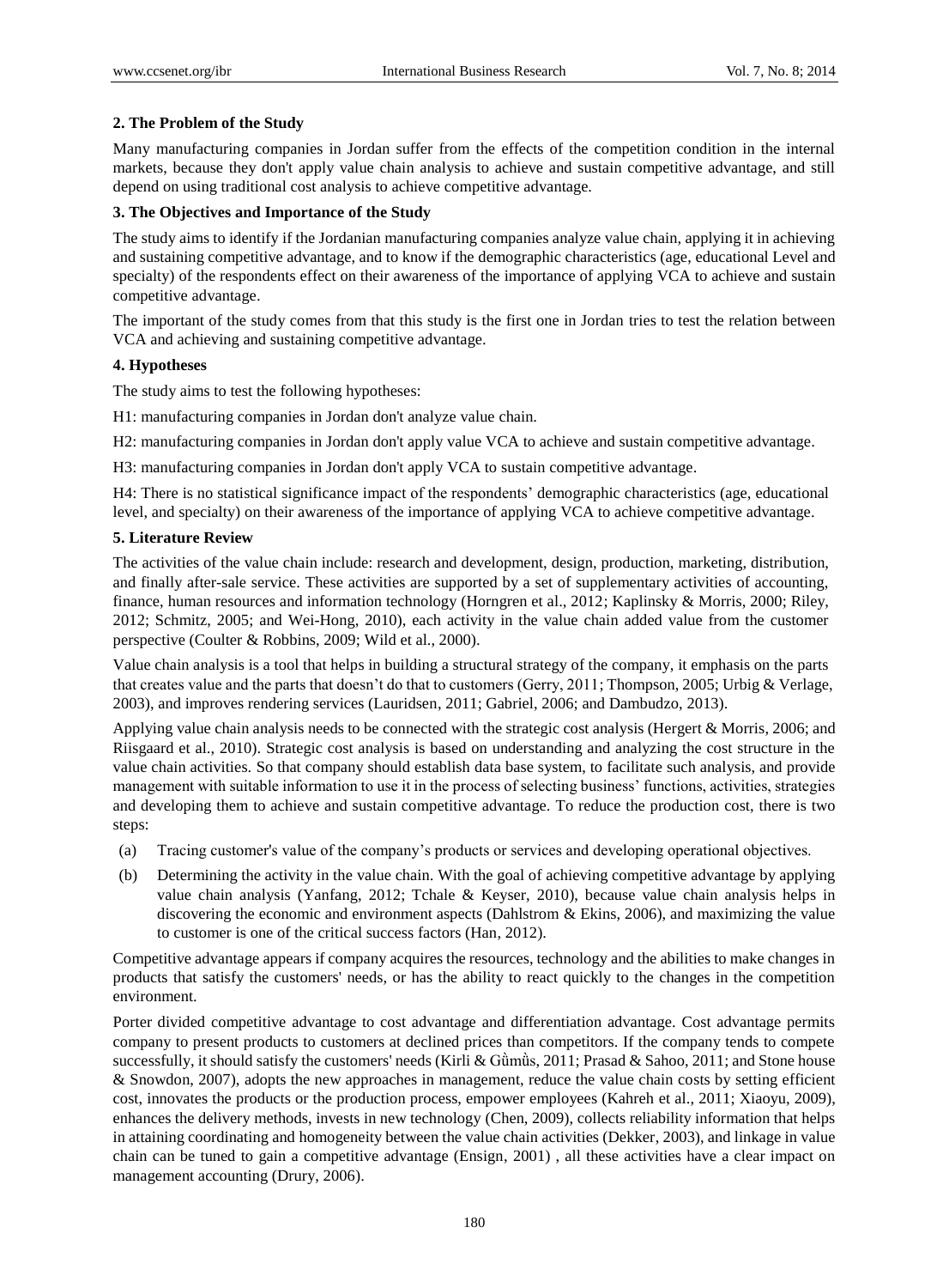## 2. The Problem of the Study

Many manufacturing companies in Jordan suffer from the effects of the competition condition in the internal markets, because they don't apply value chain analysis to achieve and sustain competitive advantage, and still depend on using traditional cost analysis to achieve competitive advantage.

## 3. The Objectives and Importance of the Study

The study aims to identify if the Jordanian manufacturing companies analyze value chain, applying it in achieving and sustaining competitive advantage, and to know if the demographic characteristics (age, educational Level and specialty) of the respondents effect on their awareness of the importance of applying VCA to achieve and sustain competitive advantage.

The important of the study comes from that this study is the first one in Jordan tries to test the relation between VCA and achieving and sustaining competitive advantage.

## 4. Hypotheses

The study aims to test the following hypotheses:

H1: manufacturing companies in Jordan don't analyze value chain.

H2: manufacturing companies in Jordan don't apply value VCA to achieve and sustain competitive advantage.

H3: manufacturing companies in Jordan don't apply VCA to sustain competitive advantage.

H4: There is no statistical significance impact of the respondents' demographic characteristics (age, educational level, and specialty) on their awareness of the importance of applying VCA to achieve competitive advantage.

## 5. Literature Review

The activities of the value chain include: research and development, design, production, marketing, distribution, and finally after-sale service. These activities are supported by a set of supplementary activities of accounting, finance, human resources and information technology (Horngren et al., 2012; Kaplinsky & Morris, 2000; Riley, 2012; Schmitz, 2005; and Wei-Hong, 2010), each activity in the value chain added value from the customer perspective (Coulter & Robbins, 2009; Wild et al., 2000).

Value chain analysis is a tool that helps in building a structural strategy of the company, it emphasis on the parts that creates value and the parts that doesn't do that to customers (Gerry, 2011; Thompson, 2005; Urbig & Verlage, 2003), and improves rendering services (Lauridsen, 2011; Gabriel, 2006; and Dambudzo, 2013).

Applying value chain analysis needs to be connected with the strategic cost analysis (Hergert & Morris, 2006; and Riisgaard et al., 2010). Strategic cost analysis is based on understanding and analyzing the cost structure in the value chain activities. So that company should establish data base system, to facilitate such analysis, and provide management with suitable information to use it in the process of selecting business' functions, activities, strategies and developing them to achieve and sustain competitive advantage. To reduce the production cost, there is two steps:

(a) Tracing customer's value of the company's products or services and developing operational objectives.

(b) Determining the activity in the value chain. With the goal of achieving competitive advantage by applying value chain analysis (Yanfang, 2012; Tchale & Keyser, 2010), because value chain analysis helps in discovering the economic and environment aspects (Dahlstrom & Ekins, 2006), and maximizing the value to customer is one of the critical success factors (Han, 2012).

Competitive advantage appears if company acquires the resources, technology and the abilities to make changes in products that satisfy the customers' needs, or has the ability to react quickly to the changes in the competition environment.

Porter divided competitive advantage to cost advantage and differentiation advantage. Cost advantage permits company to present products to customers at declined prices than competitors. If the company tends to compete successfully, it should satisfy the customers' needs (Kirli & Gȕmȕs, 2011; Prasad & Sahoo, 2011; and Stone house & Snowdon, 2007), adopts the new approaches in management, reduce the value chain costs by setting efficient cost, innovates the products or the production process, empower employees (Kahreh et al., 2011; Xiaoyu, 2009), enhances the delivery methods, invests in new technology (Chen, 2009), collects reliability information that helps in attaining coordinating and homogeneity between the value chain activities (Dekker, 2003), and linkage in value chain can be tuned to gain a competitive advantage (Ensign, 2001) , all these activities have a clear impact on management accounting (Drury, 2006).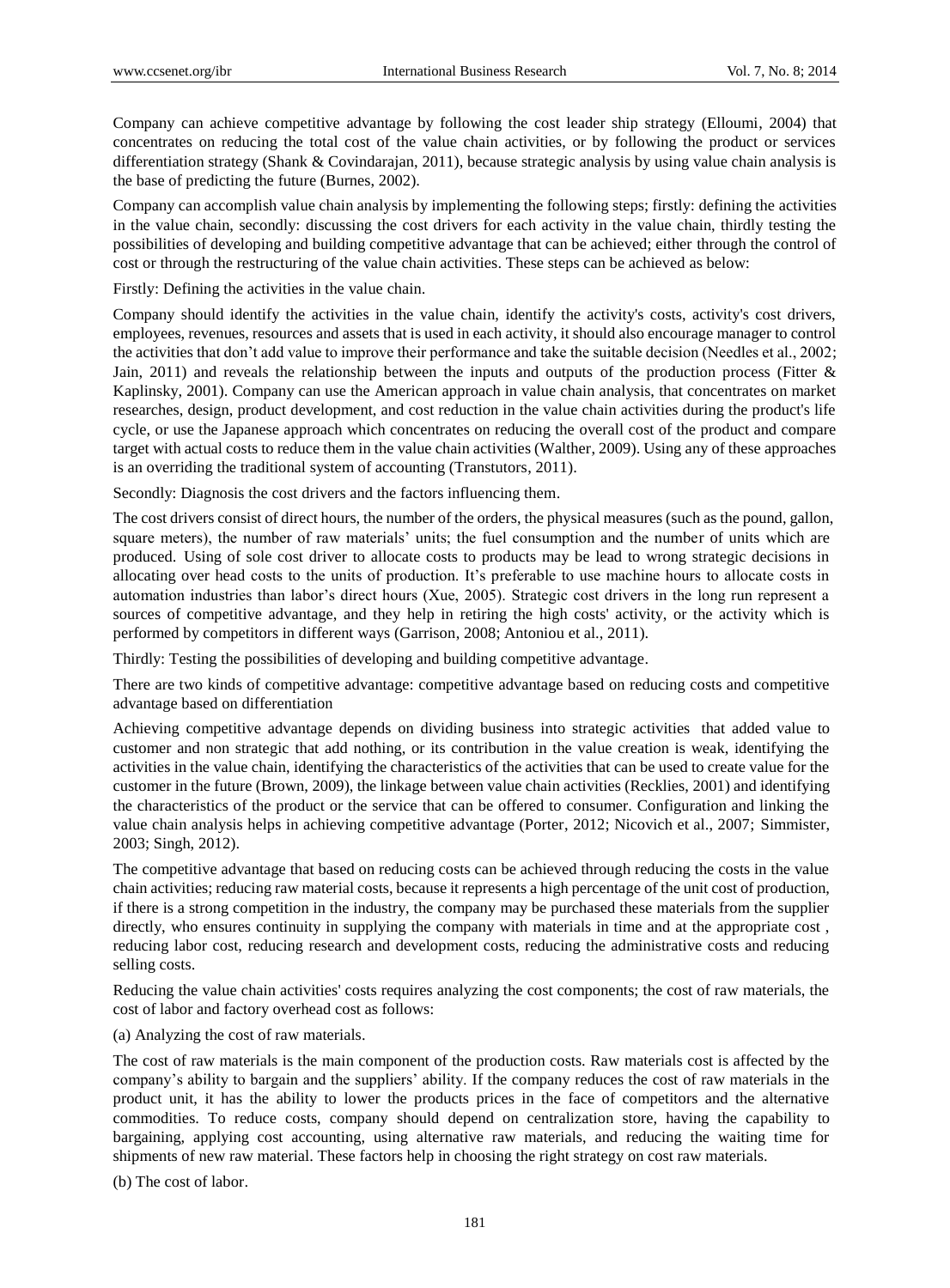Company can achieve competitive advantage by following the cost leader ship strategy (Elloumi, 2004) that concentrates on reducing the total cost of the value chain activities, or by following the product or services differentiation strategy (Shank & Covindarajan, 2011), because strategic analysis by using value chain analysis is the base of predicting the future (Burnes, 2002).

Company can accomplish value chain analysis by implementing the following steps; firstly: defining the activities in the value chain, secondly: discussing the cost drivers for each activity in the value chain, thirdly testing the possibilities of developing and building competitive advantage that can be achieved; either through the control of cost or through the restructuring of the value chain activities. These steps can be achieved as below:

Firstly: Defining the activities in the value chain.

Company should identify the activities in the value chain, identify the activity's costs, activity's cost drivers, employees, revenues, resources and assets that is used in each activity, it should also encourage manager to control the activities that don't add value to improve their performance and take the suitable decision (Needles et al., 2002; Jain, 2011) and reveals the relationship between the inputs and outputs of the production process (Fitter & Kaplinsky, 2001). Company can use the American approach in value chain analysis, that concentrates on market researches, design, product development, and cost reduction in the value chain activities during the product's life cycle, or use the Japanese approach which concentrates on reducing the overall cost of the product and compare target with actual costs to reduce them in the value chain activities (Walther, 2009). Using any of these approaches is an overriding the traditional system of accounting (Transtutors, 2011).

Secondly: Diagnosis the cost drivers and the factors influencing them.

The cost drivers consist of direct hours, the number of the orders, the physical measures (such as the pound, gallon, square meters), the number of raw materials' units; the fuel consumption and the number of units which are produced. Using of sole cost driver to allocate costs to products may be lead to wrong strategic decisions in allocating over head costs to the units of production. It's preferable to use machine hours to allocate costs in automation industries than labor's direct hours (Xue, 2005). Strategic cost drivers in the long run represent a sources of competitive advantage, and they help in retiring the high costs' activity, or the activity which is performed by competitors in different ways (Garrison, 2008; Antoniou et al., 2011).

Thirdly: Testing the possibilities of developing and building competitive advantage.

There are two kinds of competitive advantage: competitive advantage based on reducing costs and competitive advantage based on differentiation

Achieving competitive advantage depends on dividing business into strategic activities that added value to customer and non strategic that add nothing, or its contribution in the value creation is weak, identifying the activities in the value chain, identifying the characteristics of the activities that can be used to create value for the customer in the future (Brown, 2009), the linkage between value chain activities (Recklies, 2001) and identifying the characteristics of the product or the service that can be offered to consumer. Configuration and linking the value chain analysis helps in achieving competitive advantage (Porter, 2012; Nicovich et al., 2007; Simmister, 2003; Singh, 2012).

The competitive advantage that based on reducing costs can be achieved through reducing the costs in the value chain activities; reducing raw material costs, because it represents a high percentage of the unit cost of production, if there is a strong competition in the industry, the company may be purchased these materials from the supplier directly, who ensures continuity in supplying the company with materials in time and at the appropriate cost , reducing labor cost, reducing research and development costs, reducing the administrative costs and reducing selling costs.

Reducing the value chain activities' costs requires analyzing the cost components; the cost of raw materials, the cost of labor and factory overhead cost as follows:

(a) Analyzing the cost of raw materials.

The cost of raw materials is the main component of the production costs. Raw materials cost is affected by the company's ability to bargain and the suppliers' ability. If the company reduces the cost of raw materials in the product unit, it has the ability to lower the products prices in the face of competitors and the alternative commodities. To reduce costs, company should depend on centralization store, having the capability to bargaining, applying cost accounting, using alternative raw materials, and reducing the waiting time for shipments of new raw material. These factors help in choosing the right strategy on cost raw materials.

(b) The cost of labor.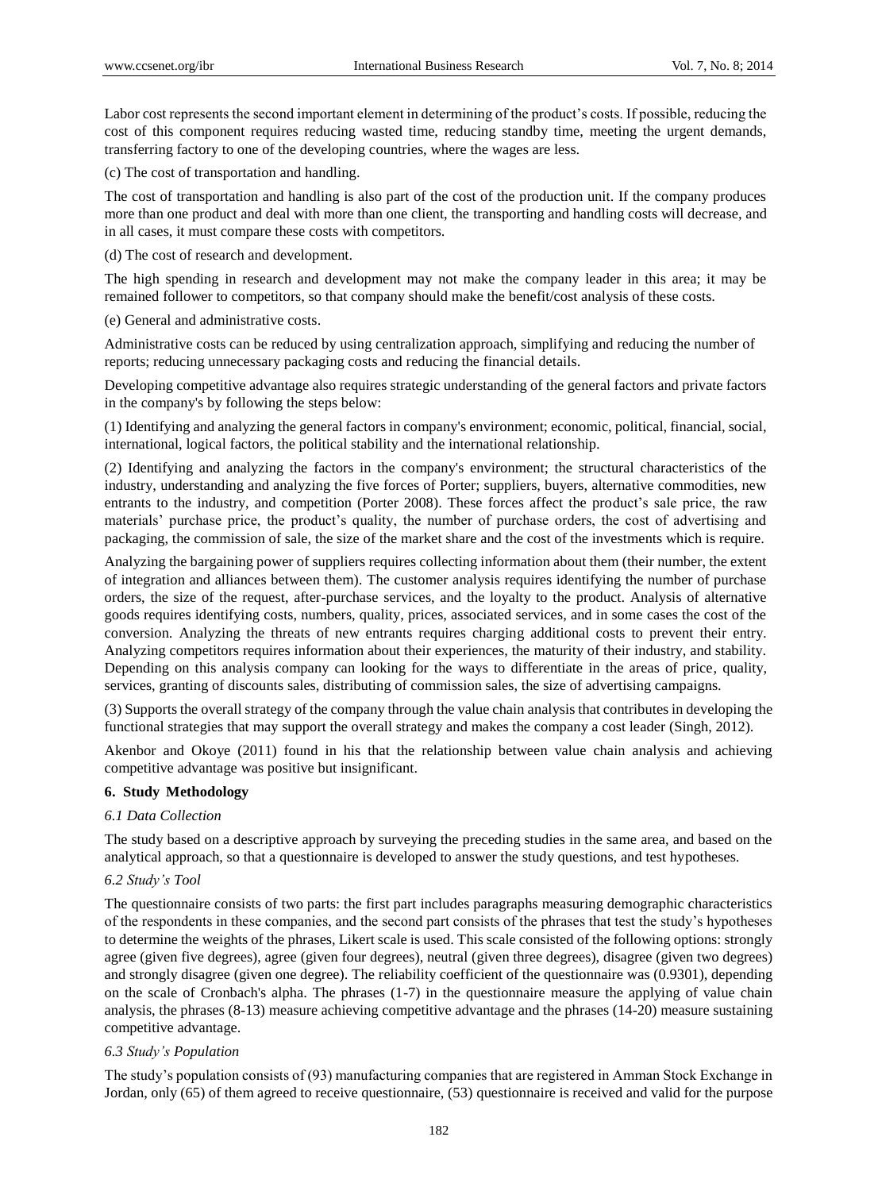Labor cost represents the second important element in determining of the product's costs. If possible, reducing the cost of this component requires reducing wasted time, reducing standby time, meeting the urgent demands, transferring factory to one of the developing countries, where the wages are less.

(c) The cost of transportation and handling.

The cost of transportation and handling is also part of the cost of the production unit. If the company produces more than one product and deal with more than one client, the transporting and handling costs will decrease, and in all cases, it must compare these costs with competitors.

(d) The cost of research and development.

The high spending in research and development may not make the company leader in this area; it may be remained follower to competitors, so that company should make the benefit/cost analysis of these costs.

(e) General and administrative costs.

Administrative costs can be reduced by using centralization approach, simplifying and reducing the number of reports; reducing unnecessary packaging costs and reducing the financial details.

Developing competitive advantage also requires strategic understanding of the general factors and private factors in the company's by following the steps below:

(1) Identifying and analyzing the general factors in company's environment; economic, political, financial, social, international, logical factors, the political stability and the international relationship.

(2) Identifying and analyzing the factors in the company's environment; the structural characteristics of the industry, understanding and analyzing the five forces of Porter; suppliers, buyers, alternative commodities, new entrants to the industry, and competition (Porter 2008). These forces affect the product's sale price, the raw materials' purchase price, the product's quality, the number of purchase orders, the cost of advertising and packaging, the commission of sale, the size of the market share and the cost of the investments which is require.

Analyzing the bargaining power of suppliers requires collecting information about them (their number, the extent of integration and alliances between them). The customer analysis requires identifying the number of purchase orders, the size of the request, after-purchase services, and the loyalty to the product. Analysis of alternative goods requires identifying costs, numbers, quality, prices, associated services, and in some cases the cost of the conversion. Analyzing the threats of new entrants requires charging additional costs to prevent their entry. Analyzing competitors requires information about their experiences, the maturity of their industry, and stability. Depending on this analysis company can looking for the ways to differentiate in the areas of price, quality, services, granting of discounts sales, distributing of commission sales, the size of advertising campaigns.

(3) Supports the overall strategy of the company through the value chain analysis that contributes in developing the functional strategies that may support the overall strategy and makes the company a cost leader (Singh, 2012).

Akenbor and Okoye (2011) found in his that the relationship between value chain analysis and achieving competitive advantage was positive but insignificant.

## 6. Study Methodology

### *6.1 Data Collection*

The study based on a descriptive approach by surveying the preceding studies in the same area, and based on the analytical approach, so that a questionnaire is developed to answer the study questions, and test hypotheses.

### *6.2 Study's Tool*

The questionnaire consists of two parts: the first part includes paragraphs measuring demographic characteristics of the respondents in these companies, and the second part consists of the phrases that test the study's hypotheses to determine the weights of the phrases, Likert scale is used. This scale consisted of the following options: strongly agree (given five degrees), agree (given four degrees), neutral (given three degrees), disagree (given two degrees) and strongly disagree (given one degree). The reliability coefficient of the questionnaire was (0.9301), depending on the scale of Cronbach's alpha. The phrases (1-7) in the questionnaire measure the applying of value chain analysis, the phrases (8-13) measure achieving competitive advantage and the phrases (14-20) measure sustaining competitive advantage.

### *6.3 Study's Population*

The study's population consists of (93) manufacturing companies that are registered in Amman Stock Exchange in Jordan, only (65) of them agreed to receive questionnaire, (53) questionnaire is received and valid for the purpose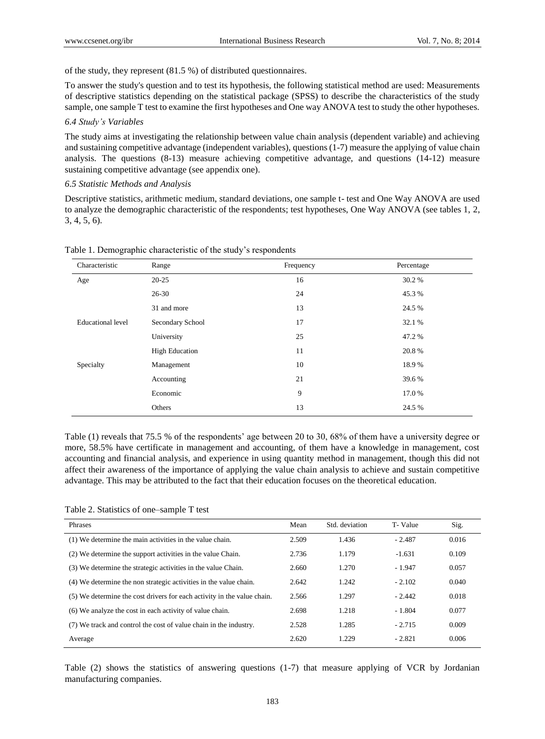of the study, they represent (81.5 %) of distributed questionnaires.

To answer the study's question and to test its hypothesis, the following statistical method are used: Measurements of descriptive statistics depending on the statistical package (SPSS) to describe the characteristics of the study sample, one sample T test to examine the first hypotheses and One way ANOVA test to study the other hypotheses.

### *6.4 Study's Variables*

The study aims at investigating the relationship between value chain analysis (dependent variable) and achieving and sustaining competitive advantage (independent variables), questions (1-7) measure the applying of value chain analysis. The questions (8-13) measure achieving competitive advantage, and questions (14-12) measure sustaining competitive advantage (see appendix one).

### *6.5 Statistic Methods and Analysis*

Descriptive statistics, arithmetic medium, standard deviations, one sample t- test and One Way ANOVA are used to analyze the demographic characteristic of the respondents; test hypotheses, One Way ANOVA (see tables 1, 2, 3, 4, 5, 6).

Table 1. Demographic characteristic of the study's respondents

| Characteristic | Range | Frequency | Percentage |
|---|---|---|---|
| Age | 20-25 | 16 | 30.2 % |
| | 26-30 | 24 | 45.3 % |
| | 31 and more | 13 | 24.5 % |
| Educational level | Secondary School | 17 | 32.1 % |
| | University | 25 | 47.2 % |
| | High Education | 11 | 20.8 % |
| Specialty | Management | 10 | 18.9 % |
| | Accounting | 21 | 39.6 % |
| | Economic | 9 | 17.0 % |
| | Others | 13 | 24.5 % |

Table (1) reveals that 75.5 % of the respondents' age between 20 to 30, 68% of them have a university degree or more, 58.5% have certificate in management and accounting, of them have a knowledge in management, cost accounting and financial analysis, and experience in using quantity method in management, though this did not affect their awareness of the importance of applying the value chain analysis to achieve and sustain competitive advantage. This may be attributed to the fact that their education focuses on the theoretical education.

Table 2. Statistics of one–sample T test

| Phrases | Mean | Std. deviation | T- Value | Sig. |
|---|---|---|---|---|
| (1) We determine the main activities in the value chain. | 2.509 | 1.436 | - 2.487 | 0.016 |
| (2) We determine the support activities in the value Chain. | 2.736 | 1.179 | -1.631 | 0.109 |
| (3) We determine the strategic activities in the value Chain. | 2.660 | 1.270 | - 1.947 | 0.057 |
| (4) We determine the non strategic activities in the value chain. | 2.642 | 1.242 | - 2.102 | 0.040 |
| (5) We determine the cost drivers for each activity in the value chain. | 2.566 | 1.297 | - 2.442 | 0.018 |
| (6) We analyze the cost in each activity of value chain. | 2.698 | 1.218 | - 1.804 | 0.077 |
| (7) We track and control the cost of value chain in the industry. | 2.528 | 1.285 | - 2.715 | 0.009 |
| Average | 2.620 | 1.229 | - 2.821 | 0.006 |

Table (2) shows the statistics of answering questions (1-7) that measure applying of VCR by Jordanian manufacturing companies.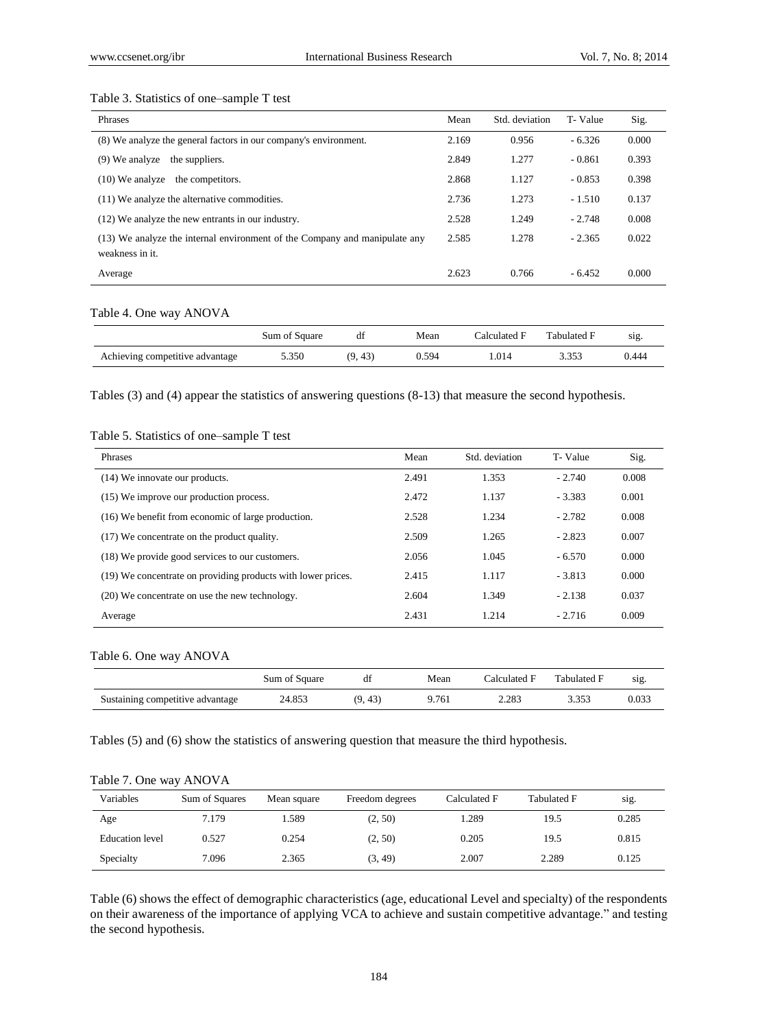Table 3. Statistics of one–sample T test

| Phrases | Mean | Std. deviation | T- Value | Sig. |
|---|---|---|---|---|
| (8) We analyze the general factors in our company's environment. | 2.169 | 0.956 | - 6.326 | 0.000 |
| (9) We analyze the suppliers. | 2.849 | 1.277 | - 0.861 | 0.393 |
| (10) We analyze the competitors. | 2.868 | 1.127 | - 0.853 | 0.398 |
| (11) We analyze the alternative commodities. | 2.736 | 1.273 | - 1.510 | 0.137 |
| (12) We analyze the new entrants in our industry. | 2.528 | 1.249 | - 2.748 | 0.008 |
| (13) We analyze the internal environment of the Company and manipulate any weakness in it. | 2.585 | 1.278 | - 2.365 | 0.022 |
| Average | 2.623 | 0.766 | - 6.452 | 0.000 |

Table 4. One way ANOVA

| | Sum of Square | df | Mean | Calculated F | Tabulated F | sig. |
|---|---|---|---|---|---|---|
| Achieving competitive advantage | 5.350 | (9, 43) | 0.594 | 1.014 | 3.353 | 0.444 |

Tables (3) and (4) appear the statistics of answering questions (8-13) that measure the second hypothesis.

Table 5. Statistics of one–sample T test

| Phrases | Mean | Std. deviation | T- Value | Sig. |
|---|---|---|---|---|
| (14) We innovate our products. | 2.491 | 1.353 | - 2.740 | 0.008 |
| (15) We improve our production process. | 2.472 | 1.137 | - 3.383 | 0.001 |
| (16) We benefit from economic of large production. | 2.528 | 1.234 | - 2.782 | 0.008 |
| (17) We concentrate on the product quality. | 2.509 | 1.265 | - 2.823 | 0.007 |
| (18) We provide good services to our customers. | 2.056 | 1.045 | - 6.570 | 0.000 |
| (19) We concentrate on providing products with lower prices. | 2.415 | 1.117 | - 3.813 | 0.000 |
| (20) We concentrate on use the new technology. | 2.604 | 1.349 | - 2.138 | 0.037 |
| Average | 2.431 | 1.214 | - 2.716 | 0.009 |

Table 6. One way ANOVA

| | Sum of Square | df | Mean | Calculated F | Tabulated F | sig. |
|---|---|---|---|---|---|---|
| Sustaining competitive advantage | 24.853 | (9, 43) | 9.761 | 2.283 | 3.353 | 0.033 |

Tables (5) and (6) show the statistics of answering question that measure the third hypothesis.

Table 7. One way ANOVA

| Variables | Sum of Squares | Mean square | Freedom degrees | Calculated F | Tabulated F | sig. |
|---|---|---|---|---|---|---|
| Age | 7.179 | 1.589 | (2, 50) | 1.289 | 19.5 | 0.285 |
| Education level | 0.527 | 0.254 | (2, 50) | 0.205 | 19.5 | 0.815 |
| Specialty | 7.096 | 2.365 | (3, 49) | 2.007 | 2.289 | 0.125 |

Table (6) shows the effect of demographic characteristics (age, educational Level and specialty) of the respondents on their awareness of the importance of applying VCA to achieve and sustain competitive advantage." and testing the second hypothesis.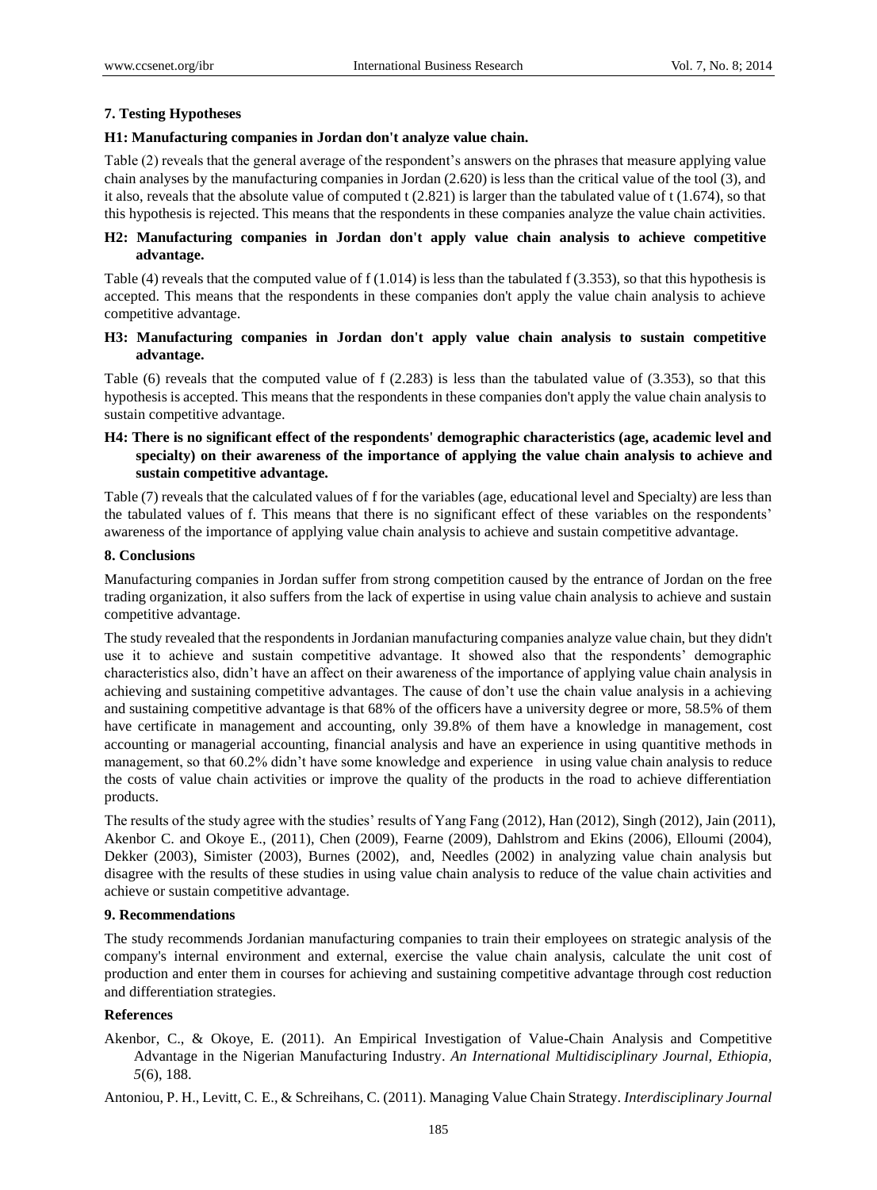## 7. Testing Hypotheses

### H1: Manufacturing companies in Jordan don't analyze value chain.

Table (2) reveals that the general average of the respondent's answers on the phrases that measure applying value chain analyses by the manufacturing companies in Jordan (2.620) is less than the critical value of the tool (3), and it also, reveals that the absolute value of computed t (2.821) is larger than the tabulated value of t (1.674), so that this hypothesis is rejected. This means that the respondents in these companies analyze the value chain activities.

### H2: Manufacturing companies in Jordan don't apply value chain analysis to achieve competitive advantage.

Table (4) reveals that the computed value of f (1.014) is less than the tabulated f (3.353), so that this hypothesis is accepted. This means that the respondents in these companies don't apply the value chain analysis to achieve competitive advantage.

### H3: Manufacturing companies in Jordan don't apply value chain analysis to sustain competitive advantage.

Table (6) reveals that the computed value of f (2.283) is less than the tabulated value of (3.353), so that this hypothesis is accepted. This means that the respondents in these companies don't apply the value chain analysis to sustain competitive advantage.

### H4: There is no significant effect of the respondents' demographic characteristics (age, academic level and specialty) on their awareness of the importance of applying the value chain analysis to achieve and sustain competitive advantage.

Table (7) reveals that the calculated values of f for the variables (age, educational level and Specialty) are less than the tabulated values of f. This means that there is no significant effect of these variables on the respondents' awareness of the importance of applying value chain analysis to achieve and sustain competitive advantage.

## 8. Conclusions

Manufacturing companies in Jordan suffer from strong competition caused by the entrance of Jordan on the free trading organization, it also suffers from the lack of expertise in using value chain analysis to achieve and sustain competitive advantage.

The study revealed that the respondents in Jordanian manufacturing companies analyze value chain, but they didn't use it to achieve and sustain competitive advantage. It showed also that the respondents' demographic characteristics also, didn't have an affect on their awareness of the importance of applying value chain analysis in achieving and sustaining competitive advantages. The cause of don't use the chain value analysis in a achieving and sustaining competitive advantage is that 68% of the officers have a university degree or more, 58.5% of them have certificate in management and accounting, only 39.8% of them have a knowledge in management, cost accounting or managerial accounting, financial analysis and have an experience in using quantitive methods in management, so that 60.2% didn't have some knowledge and experience in using value chain analysis to reduce the costs of value chain activities or improve the quality of the products in the road to achieve differentiation products.

The results of the study agree with the studies' results of Yang Fang (2012), Han (2012), Singh (2012), Jain (2011), Akenbor C. and Okoye E., (2011), Chen (2009), Fearne (2009), Dahlstrom and Ekins (2006), Elloumi (2004), Dekker (2003), Simister (2003), Burnes (2002), and, Needles (2002) in analyzing value chain analysis but disagree with the results of these studies in using value chain analysis to reduce of the value chain activities and achieve or sustain competitive advantage.

## 9. Recommendations

The study recommends Jordanian manufacturing companies to train their employees on strategic analysis of the company's internal environment and external, exercise the value chain analysis, calculate the unit cost of production and enter them in courses for achieving and sustaining competitive advantage through cost reduction and differentiation strategies.

## References

Akenbor, C., & Okoye, E. (2011). An Empirical Investigation of Value-Chain Analysis and Competitive Advantage in the Nigerian Manufacturing Industry. *An International Multidisciplinary Journal, Ethiopia, 5*(6), 188.

Antoniou, P. H., Levitt, C. E., & Schreihans, C. (2011). Managing Value Chain Strategy. *Interdisciplinary Journal*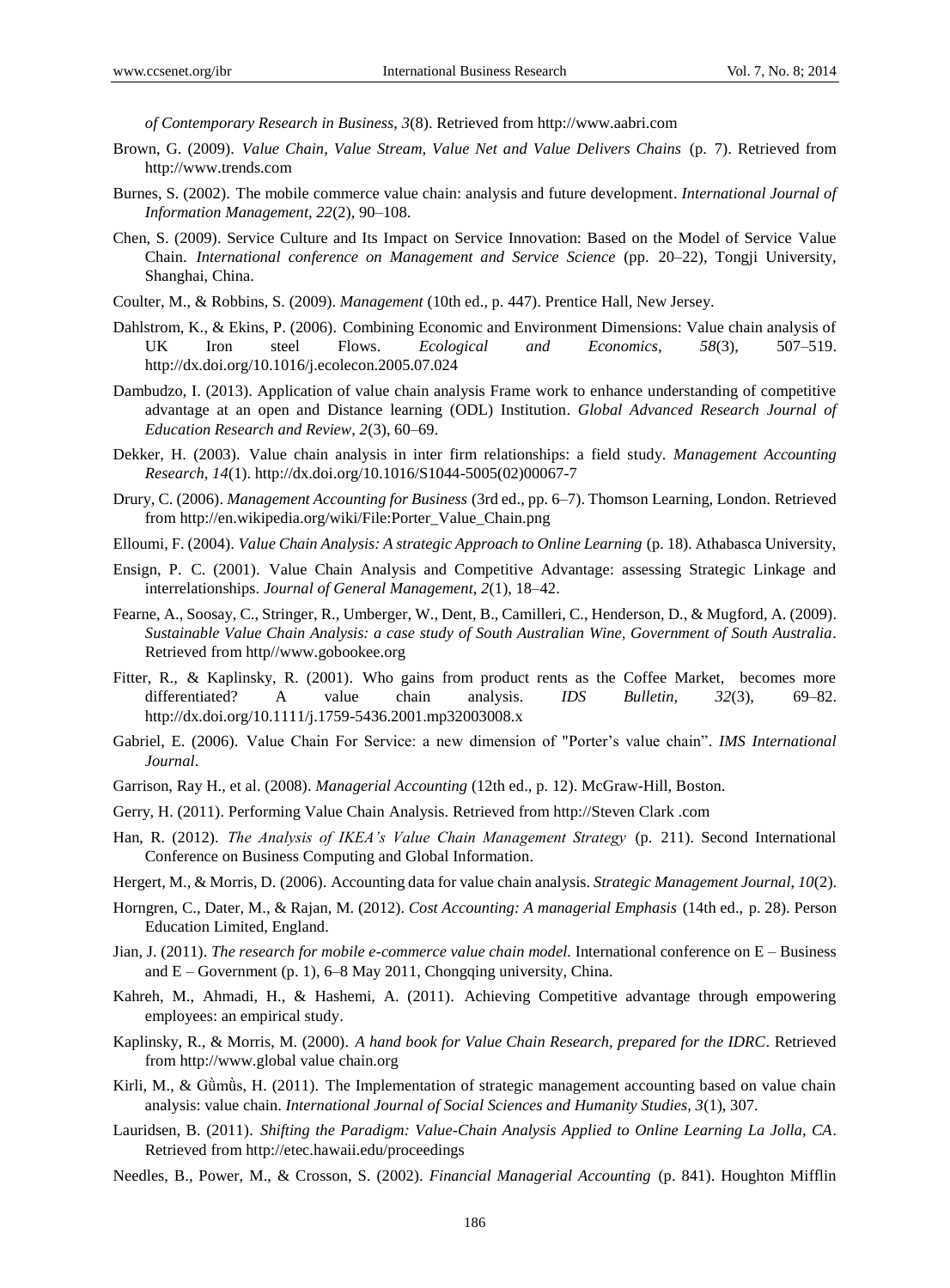*of Contemporary Research in Business, 3*(8). Retrieved from http://www.aabri.com

Brown, G. (2009). *Value Chain, Value Stream, Value Net and Value Delivers Chains* (p. 7). Retrieved from http://www.trends.com

Burnes, S. (2002). The mobile commerce value chain: analysis and future development. *International Journal of Information Management, 22*(2), 90–108.

Chen, S. (2009). Service Culture and Its Impact on Service Innovation: Based on the Model of Service Value Chain. *International conference on Management and Service Science* (pp. 20–22), Tongji University, Shanghai, China.

Coulter, M., & Robbins, S. (2009). *Management* (10th ed., p. 447). Prentice Hall, New Jersey.

Dahlstrom, K., & Ekins, P. (2006). Combining Economic and Environment Dimensions: Value chain analysis of UK Iron steel Flows. *Ecological and Economics, 58*(3), 507–519. http://dx.doi.org/10.1016/j.ecolecon.2005.07.024

Dambudzo, I. (2013). Application of value chain analysis Frame work to enhance understanding of competitive advantage at an open and Distance learning (ODL) Institution. *Global Advanced Research Journal of Education Research and Review, 2*(3), 60–69.

Dekker, H. (2003). Value chain analysis in inter firm relationships: a field study. *Management Accounting Research, 14*(1). http://dx.doi.org/10.1016/S1044-5005(02)00067-7

Drury, C. (2006). *Management Accounting for Business* (3rd ed., pp. 6–7). Thomson Learning, London. Retrieved from http://en.wikipedia.org/wiki/File:Porter_Value_Chain.png

Elloumi, F. (2004). *Value Chain Analysis: A strategic Approach to Online Learning* (p. 18). Athabasca University,

Ensign, P. C. (2001). Value Chain Analysis and Competitive Advantage: assessing Strategic Linkage and interrelationships. *Journal of General Management, 2*(1), 18–42.

Fearne, A., Soosay, C., Stringer, R., Umberger, W., Dent, B., Camilleri, C., Henderson, D., & Mugford, A. (2009). *Sustainable Value Chain Analysis: a case study of South Australian Wine, Government of South Australia*. Retrieved from http//www.gobookee.org

Fitter, R., & Kaplinsky, R. (2001). Who gains from product rents as the Coffee Market, becomes more differentiated? A value chain analysis. *IDS Bulletin, 32*(3), 69–82. http://dx.doi.org/10.1111/j.1759-5436.2001.mp32003008.x

Gabriel, E. (2006). Value Chain For Service: a new dimension of "Porter's value chain". *IMS International Journal*.

Garrison, Ray H., et al. (2008). *Managerial Accounting* (12th ed., p. 12). McGraw-Hill, Boston.

Gerry, H. (2011). Performing Value Chain Analysis. Retrieved from http://Steven Clark .com

Han, R. (2012). *The Analysis of IKEA's Value Chain Management Strategy* (p. 211). Second International Conference on Business Computing and Global Information.

Hergert, M., & Morris, D. (2006). Accounting data for value chain analysis. *Strategic Management Journal, 10*(2).

Horngren, C., Dater, M., & Rajan, M. (2012). *Cost Accounting: A managerial Emphasis* (14th ed., p. 28). Person Education Limited, England.

Jian, J. (2011). *The research for mobile e-commerce value chain model.* International conference on E – Business and E – Government (p. 1), 6–8 May 2011, Chongqing university, China.

Kahreh, M., Ahmadi, H., & Hashemi, A. (2011). Achieving Competitive advantage through empowering employees: an empirical study.

Kaplinsky, R., & Morris, M. (2000). *A hand book for Value Chain Research, prepared for the IDRC*. Retrieved from http://www.global value chain.org

Kirli, M., & Gůmůs, H. (2011). The Implementation of strategic management accounting based on value chain analysis: value chain. *International Journal of Social Sciences and Humanity Studies, 3*(1), 307.

Lauridsen, B. (2011). *Shifting the Paradigm: Value-Chain Analysis Applied to Online Learning La Jolla, CA*. Retrieved from http://etec.hawaii.edu/proceedings

Needles, B., Power, M., & Crosson, S. (2002). *Financial Managerial Accounting* (p. 841). Houghton Mifflin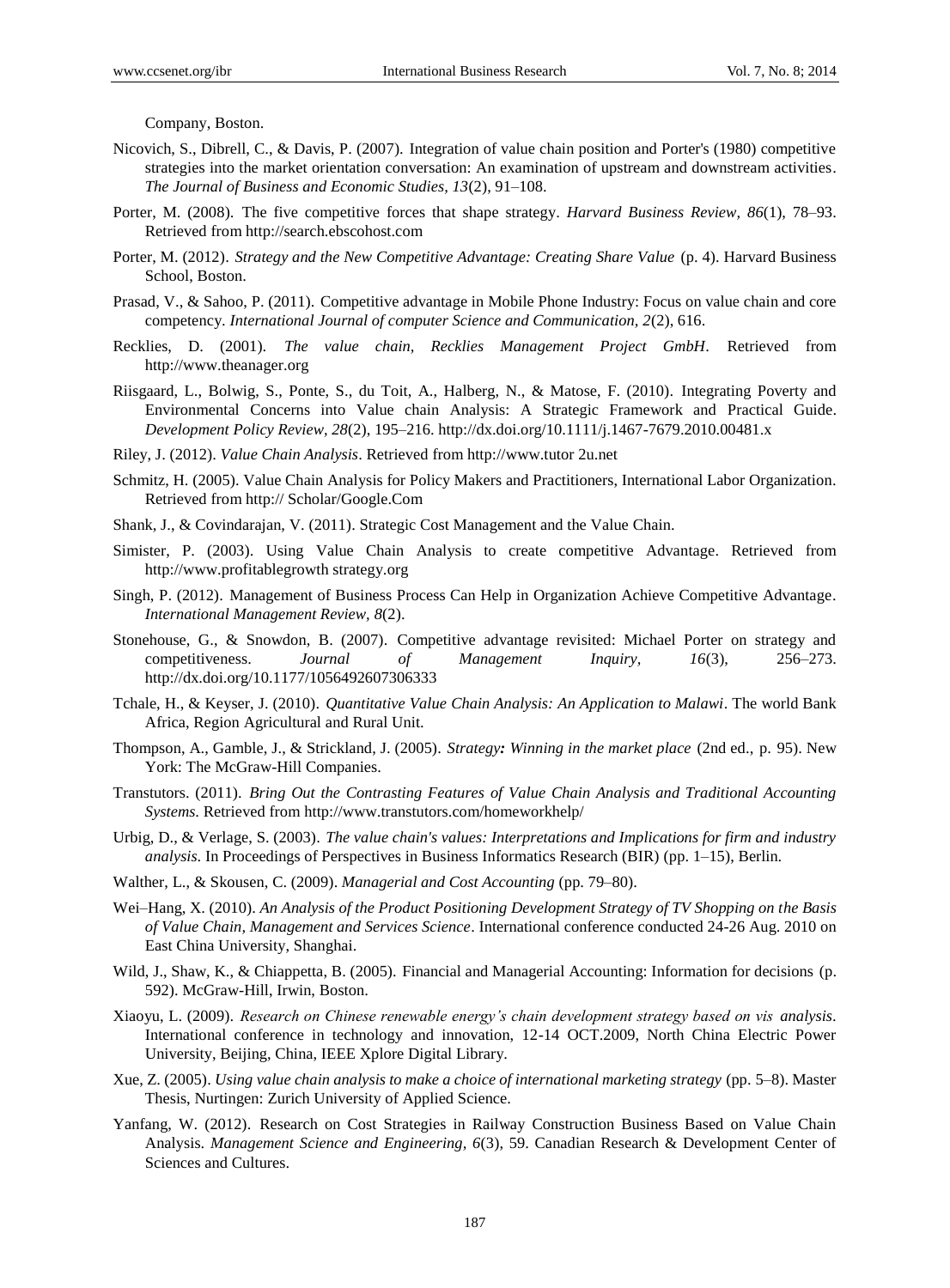Company, Boston.

Nicovich, S., Dibrell, C., & Davis, P. (2007). Integration of value chain position and Porter's (1980) competitive strategies into the market orientation conversation: An examination of upstream and downstream activities. *The Journal of Business and Economic Studies, 13*(2), 91–108.

Porter, M. (2008). The five competitive forces that shape strategy. *Harvard Business Review, 86*(1), 78–93. Retrieved from http://search.ebscohost.com

Porter, M. (2012). *Strategy and the New Competitive Advantage: Creating Share Value* (p. 4). Harvard Business School, Boston.

Prasad, V., & Sahoo, P. (2011). Competitive advantage in Mobile Phone Industry: Focus on value chain and core competency. *International Journal of computer Science and Communication, 2*(2), 616.

Recklies, D. (2001). *The value chain, Recklies Management Project GmbH*. Retrieved from http://www.theanager.org

Riisgaard, L., Bolwig, S., Ponte, S., du Toit, A., Halberg, N., & Matose, F. (2010). Integrating Poverty and Environmental Concerns into Value chain Analysis: A Strategic Framework and Practical Guide. *Development Policy Review, 28*(2), 195–216. http://dx.doi.org/10.1111/j.1467-7679.2010.00481.x

Riley, J. (2012). *Value Chain Analysis*. Retrieved from http://www.tutor 2u.net

Schmitz, H. (2005). Value Chain Analysis for Policy Makers and Practitioners, International Labor Organization. Retrieved from http:// Scholar/Google.Com

Shank, J., & Covindarajan, V. (2011). Strategic Cost Management and the Value Chain.

Simister, P. (2003). Using Value Chain Analysis to create competitive Advantage. Retrieved from http://www.profitablegrowth strategy.org

Singh, P. (2012). Management of Business Process Can Help in Organization Achieve Competitive Advantage. *International Management Review, 8*(2).

Stonehouse, G., & Snowdon, B. (2007). Competitive advantage revisited: Michael Porter on strategy and competitiveness. *Journal of Management Inquiry, 16*(3), 256–273. http://dx.doi.org/10.1177/1056492607306333

Tchale, H., & Keyser, J. (2010). *Quantitative Value Chain Analysis: An Application to Malawi*. The world Bank Africa, Region Agricultural and Rural Unit.

Thompson, A., Gamble, J., & Strickland, J. (2005). *Strategy: Winning in the market place* (2nd ed., p. 95). New York: The McGraw-Hill Companies.

Transtutors. (2011). *Bring Out the Contrasting Features of Value Chain Analysis and Traditional Accounting Systems.* Retrieved from http://www.transtutors.com/homeworkhelp/

Urbig, D., & Verlage, S. (2003). *The value chain's values: Interpretations and Implications for firm and industry analysis.* In Proceedings of Perspectives in Business Informatics Research (BIR) (pp. 1–15), Berlin.

Walther, L., & Skousen, C. (2009). *Managerial and Cost Accounting* (pp. 79–80).

Wei–Hang, X. (2010). *An Analysis of the Product Positioning Development Strategy of TV Shopping on the Basis of Value Chain, Management and Services Science*. International conference conducted 24-26 Aug. 2010 on East China University, Shanghai.

Wild, J., Shaw, K., & Chiappetta, B. (2005). Financial and Managerial Accounting: Information for decisions (p. 592). McGraw-Hill, Irwin, Boston.

Xiaoyu, L. (2009). *Research on Chinese renewable energy's chain development strategy based on vis analysis*. International conference in technology and innovation, 12-14 OCT.2009, North China Electric Power University, Beijing, China, IEEE Xplore Digital Library.

Xue, Z. (2005). *Using value chain analysis to make a choice of international marketing strategy* (pp. 5–8). Master Thesis, Nurtingen: Zurich University of Applied Science.

Yanfang, W. (2012). Research on Cost Strategies in Railway Construction Business Based on Value Chain Analysis. *Management Science and Engineering, 6*(3), 59. Canadian Research & Development Center of Sciences and Cultures.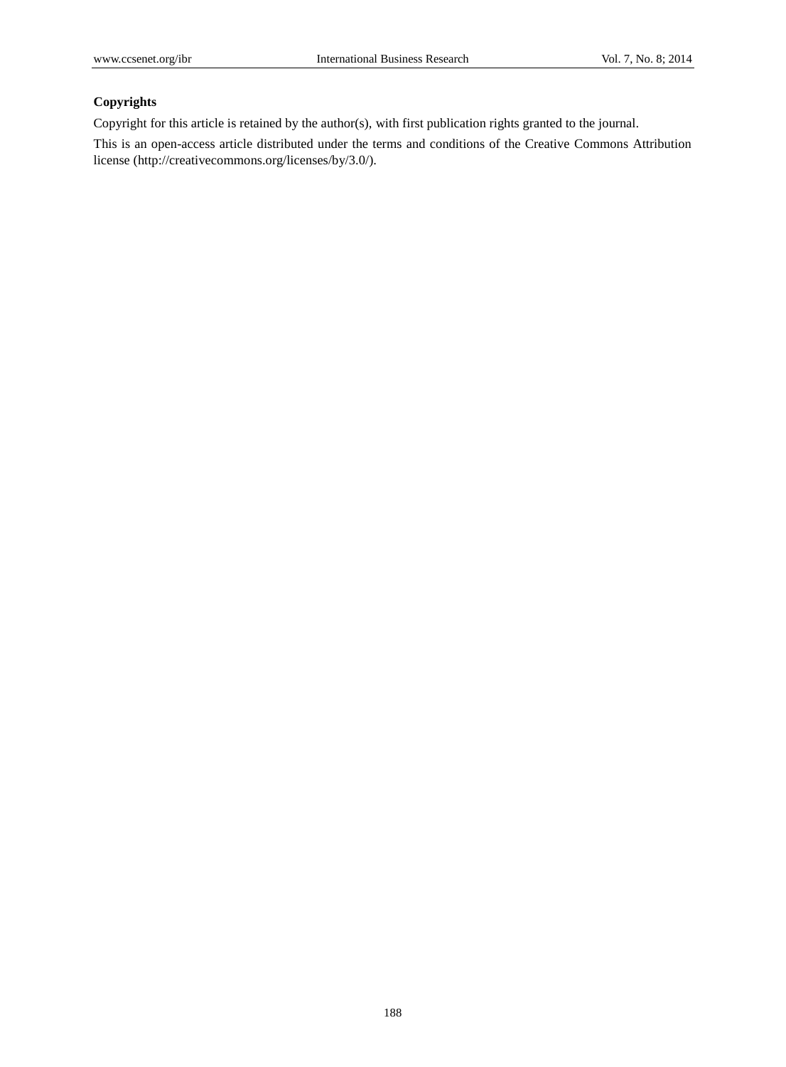**Copyrights**

Copyright for this article is retained by the author(s), with first publication rights granted to the journal.

This is an open-access article distributed under the terms and conditions of the Creative Commons Attribution license (http://creativecommons.org/licenses/by/3.0/).